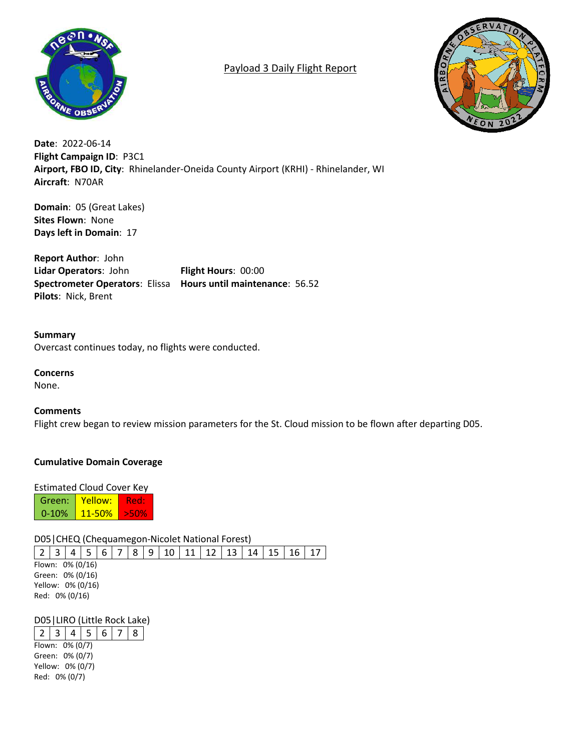# Payload 3 Daily Flight Report

**Date**: 2022-06-14
**Flight Campaign ID**: P3C1
**Airport, FBO ID, City**: Rhinelander-Oneida County Airport (KRHI) - Rhinelander, WI
**Aircraft**: N70AR

**Domain**: 05 (Great Lakes)
**Sites Flown**: None
**Days left in Domain**: 17

**Report Author**: John
**Lidar Operators**: John
**Spectrometer Operators**: Elissa
**Pilots**: Nick, Brent

**Flight Hours**: 00:00
**Hours until maintenance**: 56.52

**Summary**
Overcast continues today, no flights were conducted.

**Concerns**
None.

**Comments**
Flight crew began to review mission parameters for the St. Cloud mission to be flown after departing D05.

**Cumulative Domain Coverage**

Estimated Cloud Cover Key

| Green: 0-10% | Yellow: 11-50% | Red: >50% |
|---|---|---|

D05|CHEQ (Chequamegon-Nicolet National Forest)

| 2 | 3 | 4 | 5 | 6 | 7 | 8 | 9 | 10 | 11 | 12 | 13 | 14 | 15 | 16 | 17 |
|---|---|---|---|---|---|---|---|---|---|---|---|---|---|---|---|

Flown: 0% (0/16)
Green: 0% (0/16)
Yellow: 0% (0/16)
Red: 0% (0/16)

D05|LIRO (Little Rock Lake)

| 2 | 3 | 4 | 5 | 6 | 7 | 8 |
|---|---|---|---|---|---|---|

Flown: 0% (0/7)
Green: 0% (0/7)
Yellow: 0% (0/7)
Red: 0% (0/7)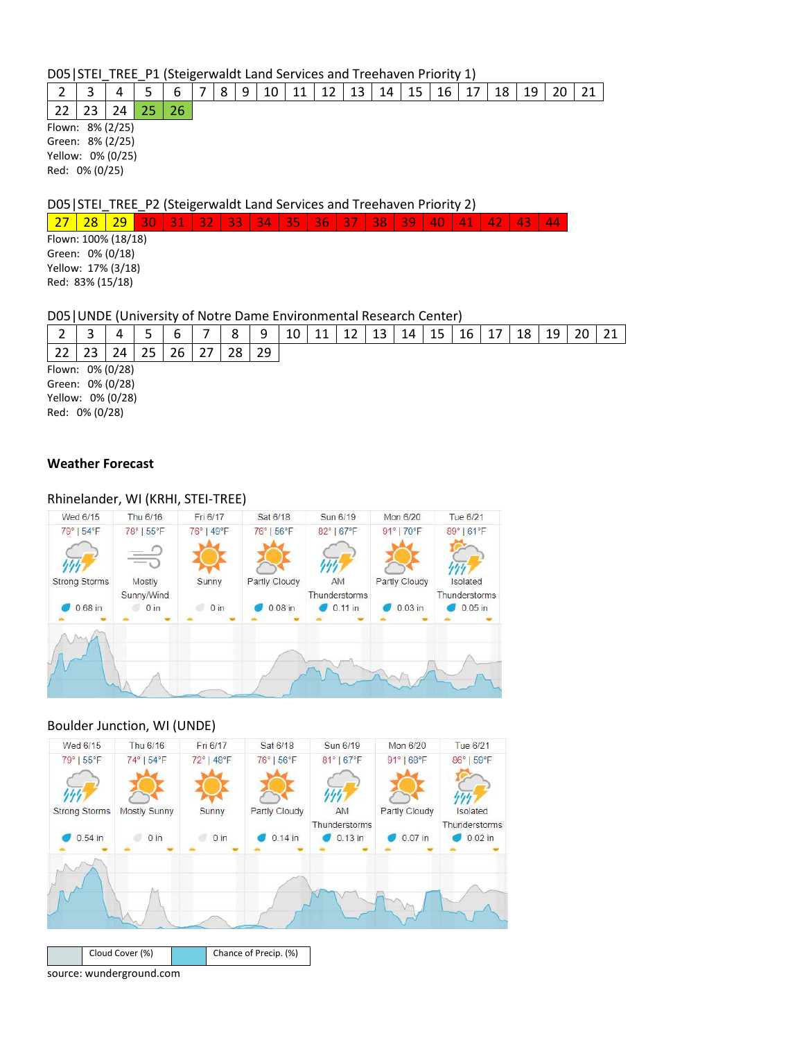D05|STEI_TREE_P1 (Steigerwaldt Land Services and Treehaven Priority 1)

| 2 | 3 | 4 | 5 | 6 | 7 | 8 | 9 | 10 | 11 | 12 | 13 | 14 | 15 | 16 | 17 | 18 | 19 | 20 | 21 |
|---|---|---|---|---|---|---|---|---|---|---|---|---|---|---|---|---|---|---|---|
| 22 | 23 | 24 | 25 | 26 | | | | | | | | | | | | | | | |

Flown: 8% (2/25)
Green: 8% (2/25)
Yellow: 0% (0/25)
Red: 0% (0/25)

D05|STEI_TREE_P2 (Steigerwaldt Land Services and Treehaven Priority 2)

| 27 | 28 | 29 | 30 | 31 | 32 | 33 | 34 | 35 | 36 | 37 | 38 | 39 | 40 | 41 | 42 | 43 | 44 |
|---|---|---|---|---|---|---|---|---|---|---|---|---|---|---|---|---|---|

Flown: 100% (18/18)
Green: 0% (0/18)
Yellow: 17% (3/18)
Red: 83% (15/18)

D05|UNDE (University of Notre Dame Environmental Research Center)

| 2 | 3 | 4 | 5 | 6 | 7 | 8 | 9 | 10 | 11 | 12 | 13 | 14 | 15 | 16 | 17 | 18 | 19 | 20 | 21 |
|---|---|---|---|---|---|---|---|---|---|---|---|---|---|---|---|---|---|---|---|
| 22 | 23 | 24 | 25 | 26 | 27 | 28 | 29 | | | | | | | | | | | | |

Flown: 0% (0/28)
Green: 0% (0/28)
Yellow: 0% (0/28)
Red: 0% (0/28)

**Weather Forecast**

Rhinelander, WI (KRHI, STEI-TREE)

| Wed 6/15 | Thu 6/16 | Fri 6/17 | Sat 6/18 | Sun 6/19 | Mon 6/20 | Tue 6/21 |
|---|---|---|---|---|---|---|
| 79° \| 54°F | 78° \| 55°F | 76° \| 49°F | 76° \| 56°F | 82° \| 67°F | 91° \| 70°F | 89° \| 61°F |
| Strong Storms | Mostly Sunny/Wind | Sunny | Partly Cloudy | AM Thunderstorms | Partly Cloudy | Isolated Thunderstorms |
| 0.68 in | 0 in | 0 in | 0.08 in | 0.11 in | 0.03 in | 0.05 in |

Boulder Junction, WI (UNDE)

| Wed 6/15 | Thu 6/16 | Fri 6/17 | Sat 6/18 | Sun 6/19 | Mon 6/20 | Tue 6/21 |
|---|---|---|---|---|---|---|
| 79° \| 55°F | 74° \| 54°F | 72° \| 48°F | 76° \| 56°F | 81° \| 67°F | 91° \| 68°F | 86° \| 59°F |
| Strong Storms | Mostly Sunny | Sunny | Partly Cloudy | AM Thunderstorms | Partly Cloudy | Isolated Thunderstorms |
| 0.54 in | 0 in | 0 in | 0.14 in | 0.13 in | 0.07 in | 0.02 in |

| | Cloud Cover (%) | | Chance of Precip. (%) |
|---|---|---|---|

source: wunderground.com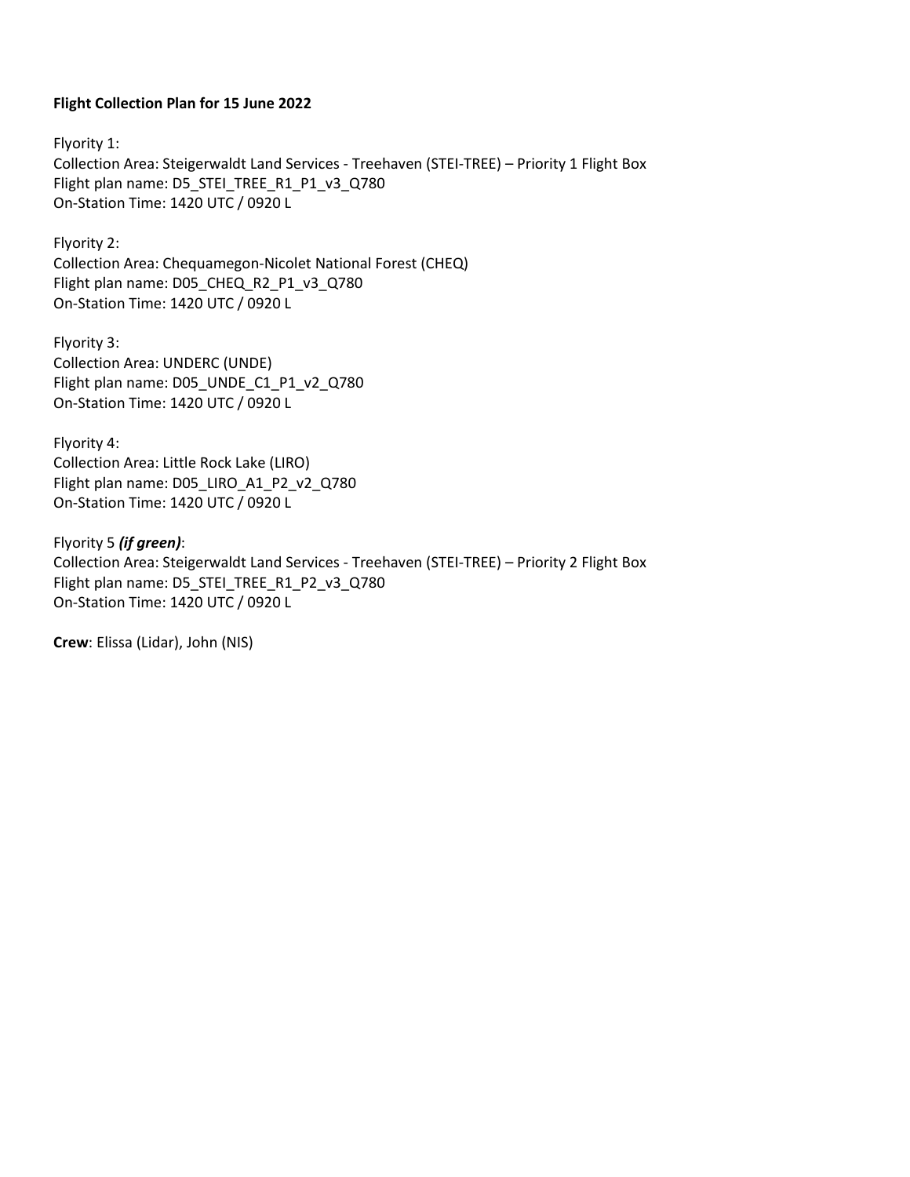**Flight Collection Plan for 15 June 2022**

Flyority 1:
Collection Area: Steigerwaldt Land Services - Treehaven (STEI-TREE) – Priority 1 Flight Box
Flight plan name: D5_STEI_TREE_R1_P1_v3_Q780
On-Station Time: 1420 UTC / 0920 L

Flyority 2:
Collection Area: Chequamegon-Nicolet National Forest (CHEQ)
Flight plan name: D05_CHEQ_R2_P1_v3_Q780
On-Station Time: 1420 UTC / 0920 L

Flyority 3:
Collection Area: UNDERC (UNDE)
Flight plan name: D05_UNDE_C1_P1_v2_Q780
On-Station Time: 1420 UTC / 0920 L

Flyority 4:
Collection Area: Little Rock Lake (LIRO)
Flight plan name: D05_LIRO_A1_P2_v2_Q780
On-Station Time: 1420 UTC / 0920 L

Flyority 5 ***(if green)***:
Collection Area: Steigerwaldt Land Services - Treehaven (STEI-TREE) – Priority 2 Flight Box
Flight plan name: D5_STEI_TREE_R1_P2_v3_Q780
On-Station Time: 1420 UTC / 0920 L

**Crew**: Elissa (Lidar), John (NIS)